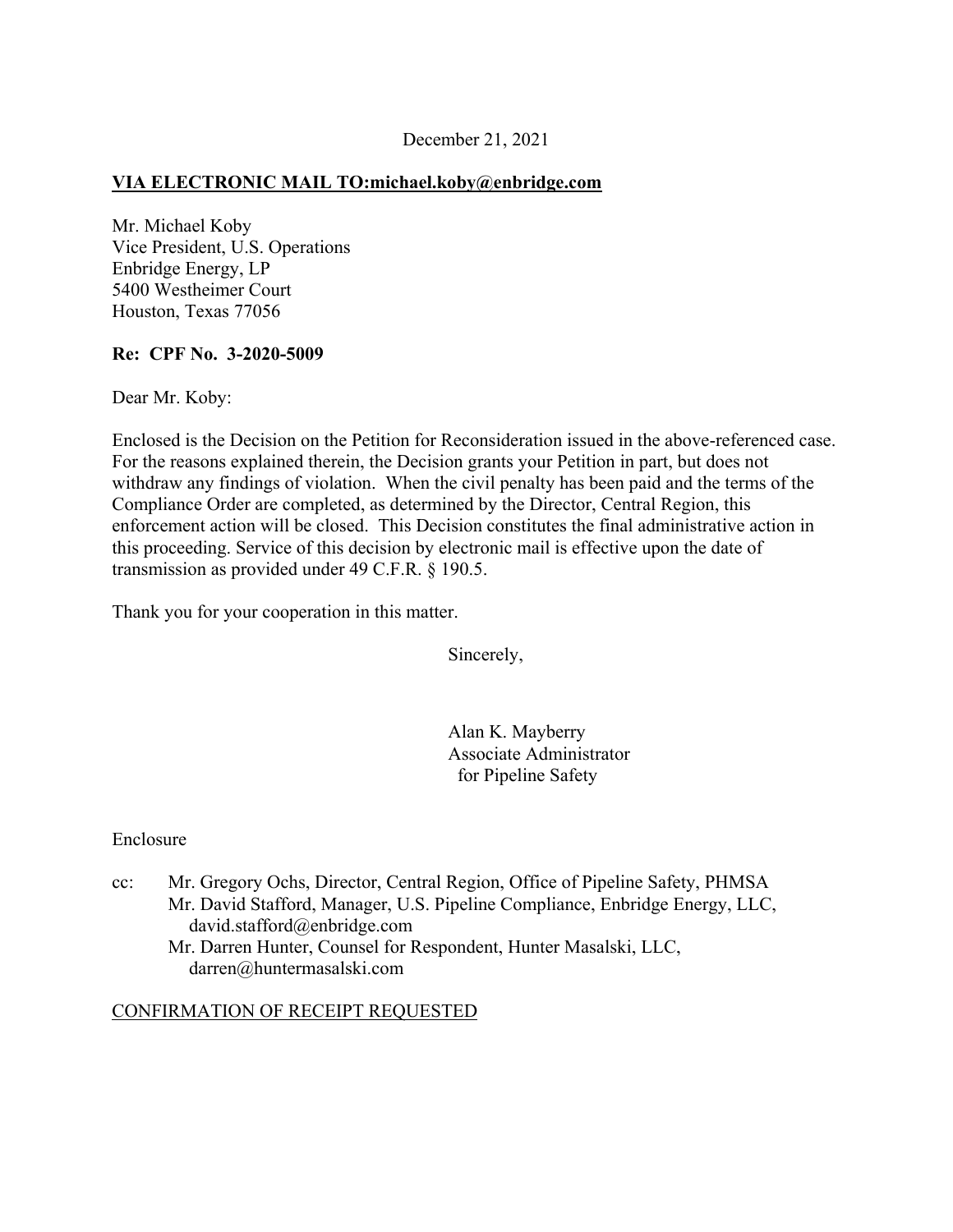December 21, 2021

**VIA ELECTRONIC MAIL TO:michael.koby@enbridge.com**

Mr. Michael Koby
Vice President, U.S. Operations
Enbridge Energy, LP
5400 Westheimer Court
Houston, Texas 77056

**Re: CPF No. 3-2020-5009**

Dear Mr. Koby:

Enclosed is the Decision on the Petition for Reconsideration issued in the above-referenced case. For the reasons explained therein, the Decision grants your Petition in part, but does not withdraw any findings of violation. When the civil penalty has been paid and the terms of the Compliance Order are completed, as determined by the Director, Central Region, this enforcement action will be closed. This Decision constitutes the final administrative action in this proceeding. Service of this decision by electronic mail is effective upon the date of transmission as provided under 49 C.F.R. § 190.5.

Thank you for your cooperation in this matter.

Sincerely,

Alan K. Mayberry
Associate Administrator
for Pipeline Safety

Enclosure

cc: Mr. Gregory Ochs, Director, Central Region, Office of Pipeline Safety, PHMSA
Mr. David Stafford, Manager, U.S. Pipeline Compliance, Enbridge Energy, LLC, david.stafford@enbridge.com
Mr. Darren Hunter, Counsel for Respondent, Hunter Masalski, LLC, darren@huntermasalski.com

CONFIRMATION OF RECEIPT REQUESTED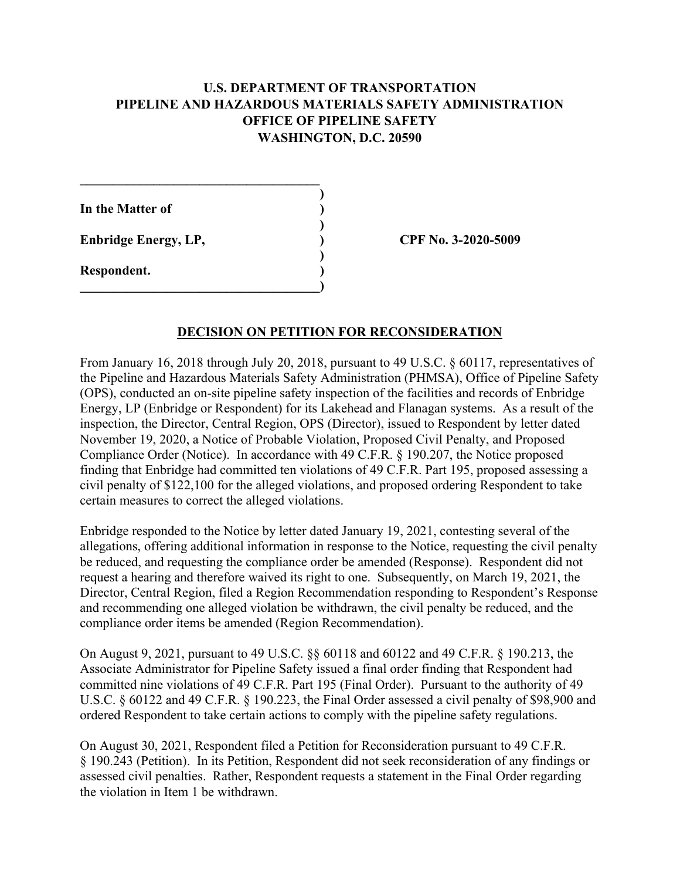**U.S. DEPARTMENT OF TRANSPORTATION**
**PIPELINE AND HAZARDOUS MATERIALS SAFETY ADMINISTRATION**
**OFFICE OF PIPELINE SAFETY**
**WASHINGTON, D.C. 20590**

| | |
|---|---|
| **In the Matter of** | |
| **Enbridge Energy, LP,** | **CPF No. 3-2020-5009** |
| **Respondent.** | |

## DECISION ON PETITION FOR RECONSIDERATION

From January 16, 2018 through July 20, 2018, pursuant to 49 U.S.C. § 60117, representatives of the Pipeline and Hazardous Materials Safety Administration (PHMSA), Office of Pipeline Safety (OPS), conducted an on-site pipeline safety inspection of the facilities and records of Enbridge Energy, LP (Enbridge or Respondent) for its Lakehead and Flanagan systems. As a result of the inspection, the Director, Central Region, OPS (Director), issued to Respondent by letter dated November 19, 2020, a Notice of Probable Violation, Proposed Civil Penalty, and Proposed Compliance Order (Notice). In accordance with 49 C.F.R. § 190.207, the Notice proposed finding that Enbridge had committed ten violations of 49 C.F.R. Part 195, proposed assessing a civil penalty of $122,100 for the alleged violations, and proposed ordering Respondent to take certain measures to correct the alleged violations.

Enbridge responded to the Notice by letter dated January 19, 2021, contesting several of the allegations, offering additional information in response to the Notice, requesting the civil penalty be reduced, and requesting the compliance order be amended (Response). Respondent did not request a hearing and therefore waived its right to one. Subsequently, on March 19, 2021, the Director, Central Region, filed a Region Recommendation responding to Respondent's Response and recommending one alleged violation be withdrawn, the civil penalty be reduced, and the compliance order items be amended (Region Recommendation).

On August 9, 2021, pursuant to 49 U.S.C. §§ 60118 and 60122 and 49 C.F.R. § 190.213, the Associate Administrator for Pipeline Safety issued a final order finding that Respondent had committed nine violations of 49 C.F.R. Part 195 (Final Order). Pursuant to the authority of 49 U.S.C. § 60122 and 49 C.F.R. § 190.223, the Final Order assessed a civil penalty of $98,900 and ordered Respondent to take certain actions to comply with the pipeline safety regulations.

On August 30, 2021, Respondent filed a Petition for Reconsideration pursuant to 49 C.F.R. § 190.243 (Petition). In its Petition, Respondent did not seek reconsideration of any findings or assessed civil penalties. Rather, Respondent requests a statement in the Final Order regarding the violation in Item 1 be withdrawn.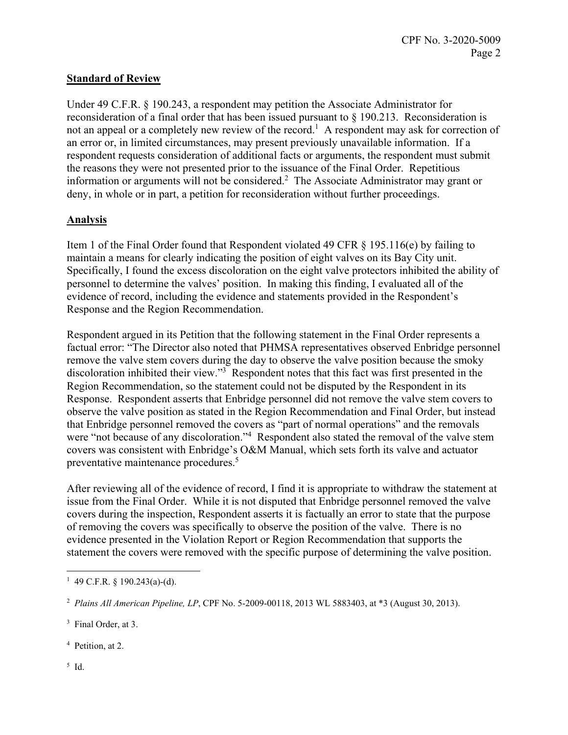## Standard of Review

Under 49 C.F.R. § 190.243, a respondent may petition the Associate Administrator for reconsideration of a final order that has been issued pursuant to § 190.213. Reconsideration is not an appeal or a completely new review of the record.[1] A respondent may ask for correction of an error or, in limited circumstances, may present previously unavailable information. If a respondent requests consideration of additional facts or arguments, the respondent must submit the reasons they were not presented prior to the issuance of the Final Order. Repetitious information or arguments will not be considered.[2] The Associate Administrator may grant or deny, in whole or in part, a petition for reconsideration without further proceedings.

## Analysis

Item 1 of the Final Order found that Respondent violated 49 CFR § 195.116(e) by failing to maintain a means for clearly indicating the position of eight valves on its Bay City unit. Specifically, I found the excess discoloration on the eight valve protectors inhibited the ability of personnel to determine the valves' position. In making this finding, I evaluated all of the evidence of record, including the evidence and statements provided in the Respondent's Response and the Region Recommendation.

Respondent argued in its Petition that the following statement in the Final Order represents a factual error: "The Director also noted that PHMSA representatives observed Enbridge personnel remove the valve stem covers during the day to observe the valve position because the smoky discoloration inhibited their view."[3] Respondent notes that this fact was first presented in the Region Recommendation, so the statement could not be disputed by the Respondent in its Response. Respondent asserts that Enbridge personnel did not remove the valve stem covers to observe the valve position as stated in the Region Recommendation and Final Order, but instead that Enbridge personnel removed the covers as "part of normal operations" and the removals were "not because of any discoloration."[4] Respondent also stated the removal of the valve stem covers was consistent with Enbridge's O&M Manual, which sets forth its valve and actuator preventative maintenance procedures.[5]

After reviewing all of the evidence of record, I find it is appropriate to withdraw the statement at issue from the Final Order. While it is not disputed that Enbridge personnel removed the valve covers during the inspection, Respondent asserts it is factually an error to state that the purpose of removing the covers was specifically to observe the position of the valve. There is no evidence presented in the Violation Report or Region Recommendation that supports the statement the covers were removed with the specific purpose of determining the valve position.

---

[1] 49 C.F.R. § 190.243(a)-(d).

[2] *Plains All American Pipeline, LP*, CPF No. 5-2009-00118, 2013 WL 5883403, at *3 (August 30, 2013).

[3] Final Order, at 3.

[4] Petition, at 2.

[5] Id.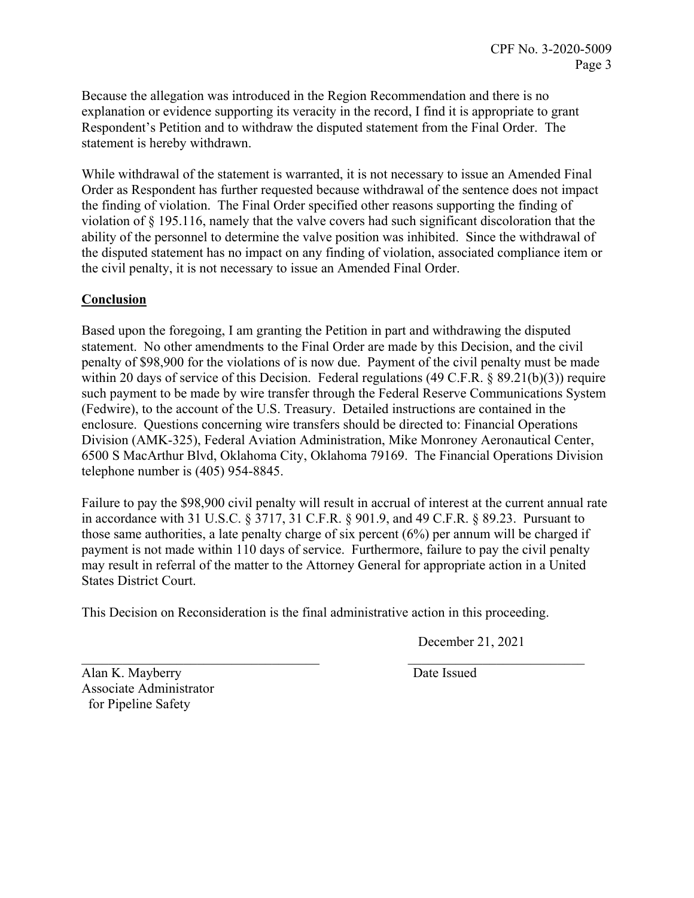Because the allegation was introduced in the Region Recommendation and there is no explanation or evidence supporting its veracity in the record, I find it is appropriate to grant Respondent's Petition and to withdraw the disputed statement from the Final Order. The statement is hereby withdrawn.

While withdrawal of the statement is warranted, it is not necessary to issue an Amended Final Order as Respondent has further requested because withdrawal of the sentence does not impact the finding of violation. The Final Order specified other reasons supporting the finding of violation of § 195.116, namely that the valve covers had such significant discoloration that the ability of the personnel to determine the valve position was inhibited. Since the withdrawal of the disputed statement has no impact on any finding of violation, associated compliance item or the civil penalty, it is not necessary to issue an Amended Final Order.

## <u>Conclusion</u>

Based upon the foregoing, I am granting the Petition in part and withdrawing the disputed statement. No other amendments to the Final Order are made by this Decision, and the civil penalty of $98,900 for the violations of is now due. Payment of the civil penalty must be made within 20 days of service of this Decision. Federal regulations (49 C.F.R. § 89.21(b)(3)) require such payment to be made by wire transfer through the Federal Reserve Communications System (Fedwire), to the account of the U.S. Treasury. Detailed instructions are contained in the enclosure. Questions concerning wire transfers should be directed to: Financial Operations Division (AMK-325), Federal Aviation Administration, Mike Monroney Aeronautical Center, 6500 S MacArthur Blvd, Oklahoma City, Oklahoma 79169. The Financial Operations Division telephone number is (405) 954-8845.

Failure to pay the $98,900 civil penalty will result in accrual of interest at the current annual rate in accordance with 31 U.S.C. § 3717, 31 C.F.R. § 901.9, and 49 C.F.R. § 89.23. Pursuant to those same authorities, a late penalty charge of six percent (6%) per annum will be charged if payment is not made within 110 days of service. Furthermore, failure to pay the civil penalty may result in referral of the matter to the Attorney General for appropriate action in a United States District Court.

This Decision on Reconsideration is the final administrative action in this proceeding.

December 21, 2021

\_\_\_\_\_\_\_\_\_\_\_\_\_\_\_\_\_\_\_\_\_\_\_\_\_\_\_\_\_\_\_\_\_\_\_ \_\_\_\_\_\_\_\_\_\_\_\_\_\_\_\_\_\_\_\_\_\_\_\_\_\_\_

Alan K. Mayberry
Associate Administrator
for Pipeline Safety

Date Issued